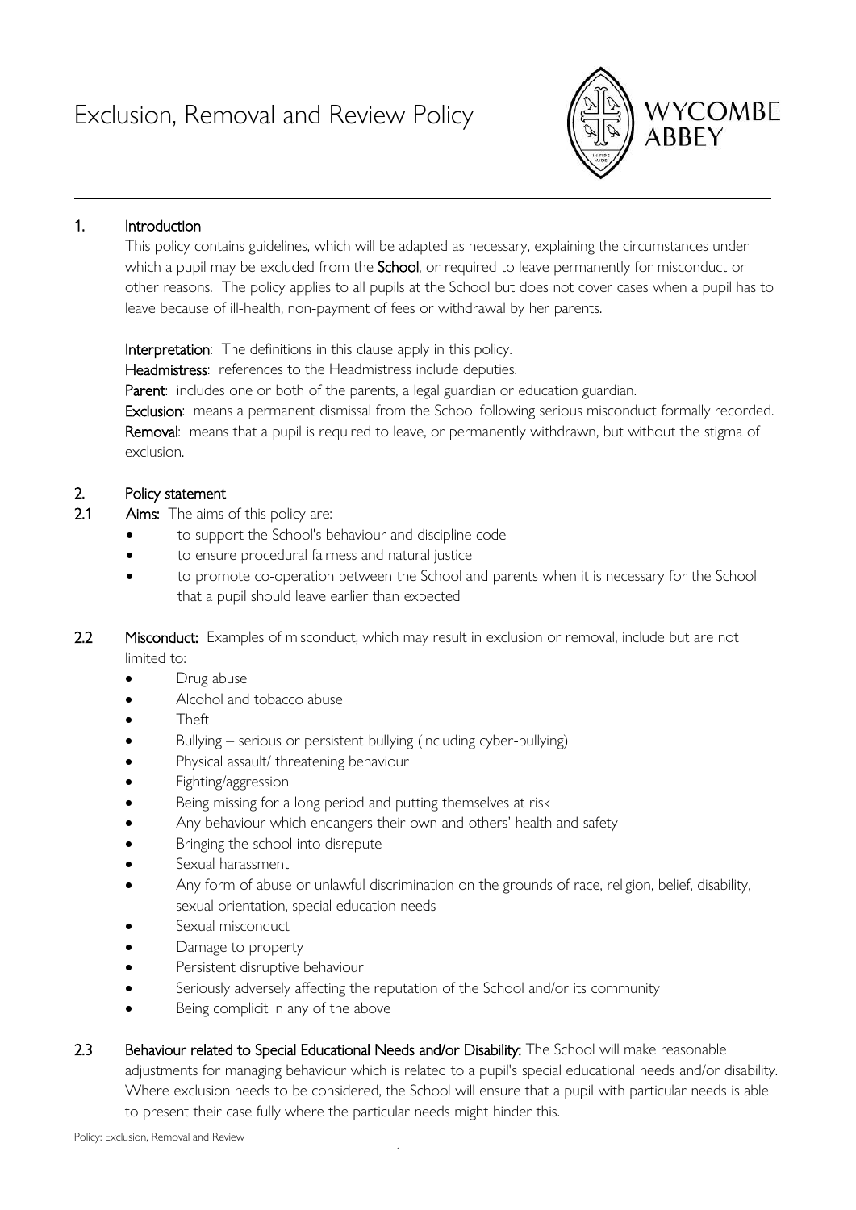# Exclusion, Removal and Review Policy

WYCOMBE ABBEY

## 1. Introduction

This policy contains guidelines, which will be adapted as necessary, explaining the circumstances under which a pupil may be excluded from the **School**, or required to leave permanently for misconduct or other reasons. The policy applies to all pupils at the School but does not cover cases when a pupil has to leave because of ill-health, non-payment of fees or withdrawal by her parents.

**Interpretation**: The definitions in this clause apply in this policy.

**Headmistress**: references to the Headmistress include deputies.

**Parent**: includes one or both of the parents, a legal guardian or education guardian.

**Exclusion**: means a permanent dismissal from the School following serious misconduct formally recorded.

**Removal**: means that a pupil is required to leave, or permanently withdrawn, but without the stigma of exclusion.

## 2. Policy statement

**2.1 Aims:** The aims of this policy are:

- to support the School's behaviour and discipline code
- to ensure procedural fairness and natural justice
- to promote co-operation between the School and parents when it is necessary for the School that a pupil should leave earlier than expected

**2.2 Misconduct:** Examples of misconduct, which may result in exclusion or removal, include but are not limited to:

- Drug abuse
- Alcohol and tobacco abuse
- Theft
- Bullying – serious or persistent bullying (including cyber-bullying)
- Physical assault/ threatening behaviour
- Fighting/aggression
- Being missing for a long period and putting themselves at risk
- Any behaviour which endangers their own and others' health and safety
- Bringing the school into disrepute
- Sexual harassment
- Any form of abuse or unlawful discrimination on the grounds of race, religion, belief, disability, sexual orientation, special education needs
- Sexual misconduct
- Damage to property
- Persistent disruptive behaviour
- Seriously adversely affecting the reputation of the School and/or its community
- Being complicit in any of the above

**2.3 Behaviour related to Special Educational Needs and/or Disability:** The School will make reasonable adjustments for managing behaviour which is related to a pupil's special educational needs and/or disability. Where exclusion needs to be considered, the School will ensure that a pupil with particular needs is able to present their case fully where the particular needs might hinder this.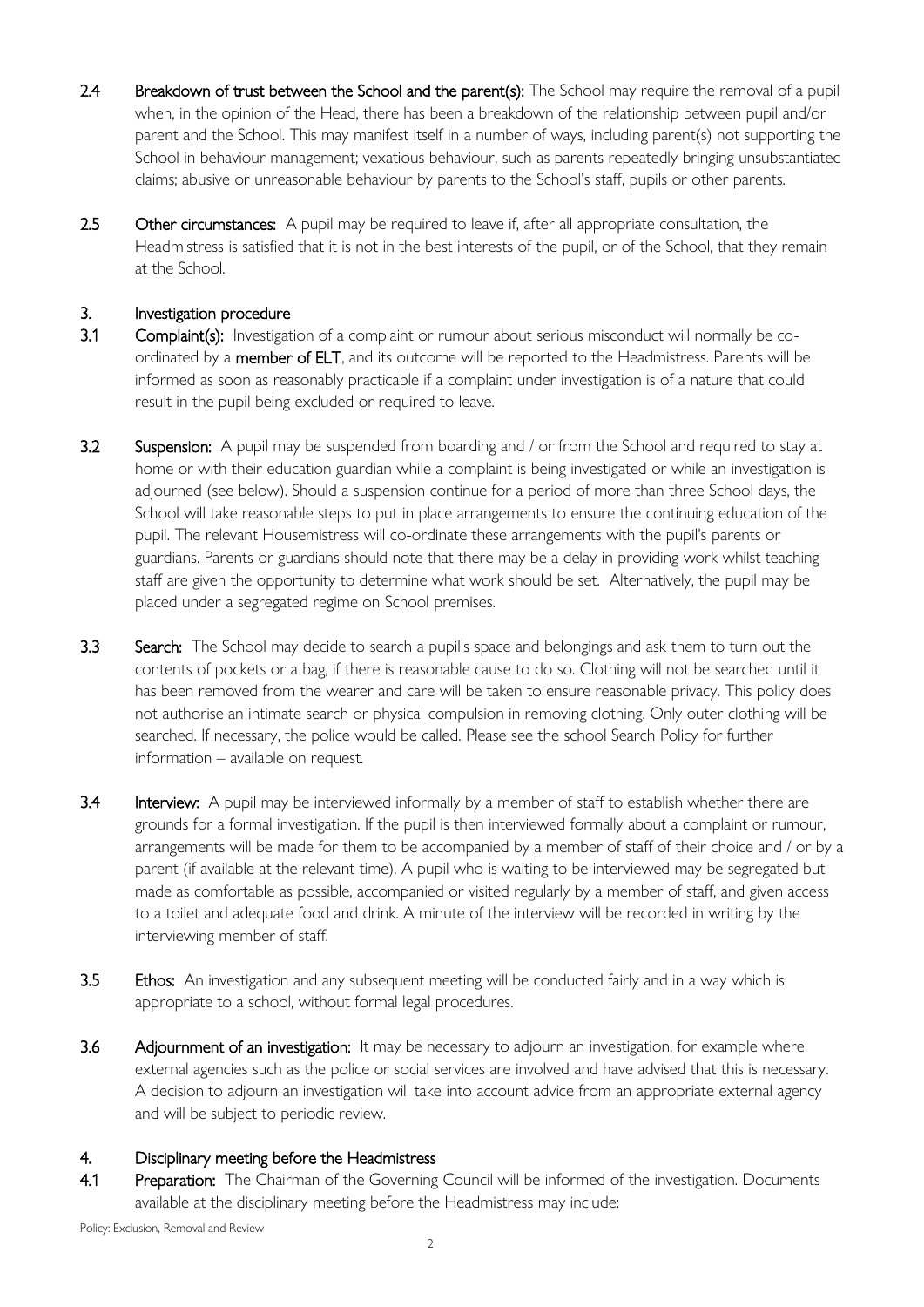**2.4 Breakdown of trust between the School and the parent(s):** The School may require the removal of a pupil when, in the opinion of the Head, there has been a breakdown of the relationship between pupil and/or parent and the School. This may manifest itself in a number of ways, including parent(s) not supporting the School in behaviour management; vexatious behaviour, such as parents repeatedly bringing unsubstantiated claims; abusive or unreasonable behaviour by parents to the School's staff, pupils or other parents.

**2.5 Other circumstances:** A pupil may be required to leave if, after all appropriate consultation, the Headmistress is satisfied that it is not in the best interests of the pupil, or of the School, that they remain at the School.

## 3. Investigation procedure

**3.1 Complaint(s):** Investigation of a complaint or rumour about serious misconduct will normally be co-ordinated by a **member of ELT**, and its outcome will be reported to the Headmistress. Parents will be informed as soon as reasonably practicable if a complaint under investigation is of a nature that could result in the pupil being excluded or required to leave.

**3.2 Suspension:** A pupil may be suspended from boarding and / or from the School and required to stay at home or with their education guardian while a complaint is being investigated or while an investigation is adjourned (see below). Should a suspension continue for a period of more than three School days, the School will take reasonable steps to put in place arrangements to ensure the continuing education of the pupil. The relevant Housemistress will co-ordinate these arrangements with the pupil's parents or guardians. Parents or guardians should note that there may be a delay in providing work whilst teaching staff are given the opportunity to determine what work should be set. Alternatively, the pupil may be placed under a segregated regime on School premises.

**3.3 Search:** The School may decide to search a pupil's space and belongings and ask them to turn out the contents of pockets or a bag, if there is reasonable cause to do so. Clothing will not be searched until it has been removed from the wearer and care will be taken to ensure reasonable privacy. This policy does not authorise an intimate search or physical compulsion in removing clothing. Only outer clothing will be searched. If necessary, the police would be called. Please see the school Search Policy for further information – available on request.

**3.4 Interview:** A pupil may be interviewed informally by a member of staff to establish whether there are grounds for a formal investigation. If the pupil is then interviewed formally about a complaint or rumour, arrangements will be made for them to be accompanied by a member of staff of their choice and / or by a parent (if available at the relevant time). A pupil who is waiting to be interviewed may be segregated but made as comfortable as possible, accompanied or visited regularly by a member of staff, and given access to a toilet and adequate food and drink. A minute of the interview will be recorded in writing by the interviewing member of staff.

**3.5 Ethos:** An investigation and any subsequent meeting will be conducted fairly and in a way which is appropriate to a school, without formal legal procedures.

**3.6 Adjournment of an investigation:** It may be necessary to adjourn an investigation, for example where external agencies such as the police or social services are involved and have advised that this is necessary. A decision to adjourn an investigation will take into account advice from an appropriate external agency and will be subject to periodic review.

## 4. Disciplinary meeting before the Headmistress

**4.1 Preparation:** The Chairman of the Governing Council will be informed of the investigation. Documents available at the disciplinary meeting before the Headmistress may include: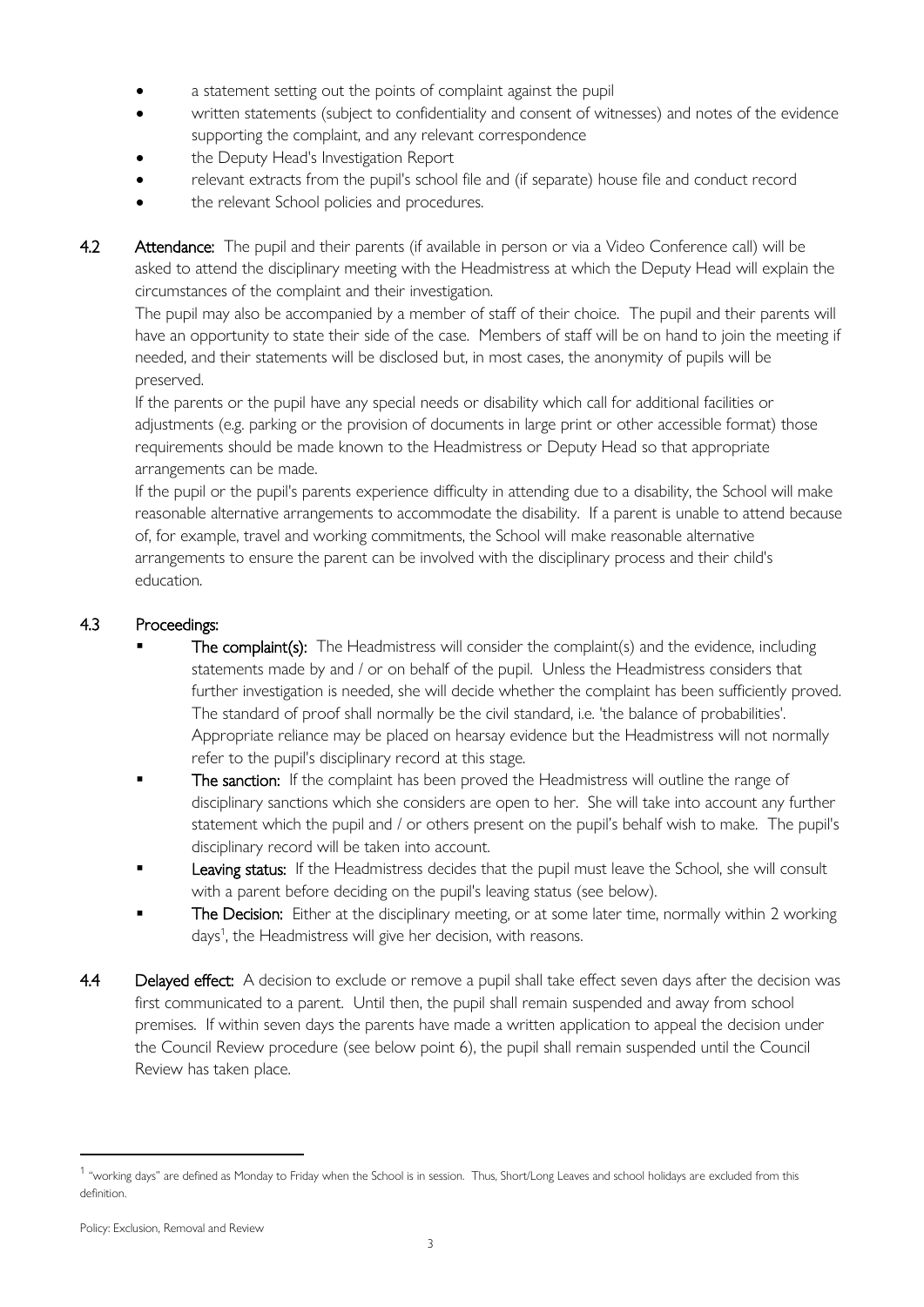- a statement setting out the points of complaint against the pupil
- written statements (subject to confidentiality and consent of witnesses) and notes of the evidence supporting the complaint, and any relevant correspondence
- the Deputy Head's Investigation Report
- relevant extracts from the pupil's school file and (if separate) house file and conduct record
- the relevant School policies and procedures.

4.2 **Attendance:** The pupil and their parents (if available in person or via a Video Conference call) will be asked to attend the disciplinary meeting with the Headmistress at which the Deputy Head will explain the circumstances of the complaint and their investigation.

The pupil may also be accompanied by a member of staff of their choice. The pupil and their parents will have an opportunity to state their side of the case. Members of staff will be on hand to join the meeting if needed, and their statements will be disclosed but, in most cases, the anonymity of pupils will be preserved.

If the parents or the pupil have any special needs or disability which call for additional facilities or adjustments (e.g. parking or the provision of documents in large print or other accessible format) those requirements should be made known to the Headmistress or Deputy Head so that appropriate arrangements can be made.

If the pupil or the pupil's parents experience difficulty in attending due to a disability, the School will make reasonable alternative arrangements to accommodate the disability. If a parent is unable to attend because of, for example, travel and working commitments, the School will make reasonable alternative arrangements to ensure the parent can be involved with the disciplinary process and their child's education.

### 4.3 Proceedings:

- **The complaint(s):** The Headmistress will consider the complaint(s) and the evidence, including statements made by and / or on behalf of the pupil. Unless the Headmistress considers that further investigation is needed, she will decide whether the complaint has been sufficiently proved. The standard of proof shall normally be the civil standard, i.e. 'the balance of probabilities'. Appropriate reliance may be placed on hearsay evidence but the Headmistress will not normally refer to the pupil's disciplinary record at this stage.
- **The sanction:** If the complaint has been proved the Headmistress will outline the range of disciplinary sanctions which she considers are open to her. She will take into account any further statement which the pupil and / or others present on the pupil's behalf wish to make. The pupil's disciplinary record will be taken into account.
- **Leaving status:** If the Headmistress decides that the pupil must leave the School, she will consult with a parent before deciding on the pupil's leaving status (see below).
- **The Decision:** Either at the disciplinary meeting, or at some later time, normally within 2 working days[1], the Headmistress will give her decision, with reasons.

4.4 **Delayed effect:** A decision to exclude or remove a pupil shall take effect seven days after the decision was first communicated to a parent. Until then, the pupil shall remain suspended and away from school premises. If within seven days the parents have made a written application to appeal the decision under the Council Review procedure (see below point 6), the pupil shall remain suspended until the Council Review has taken place.

[1] "working days" are defined as Monday to Friday when the School is in session. Thus, Short/Long Leaves and school holidays are excluded from this definition.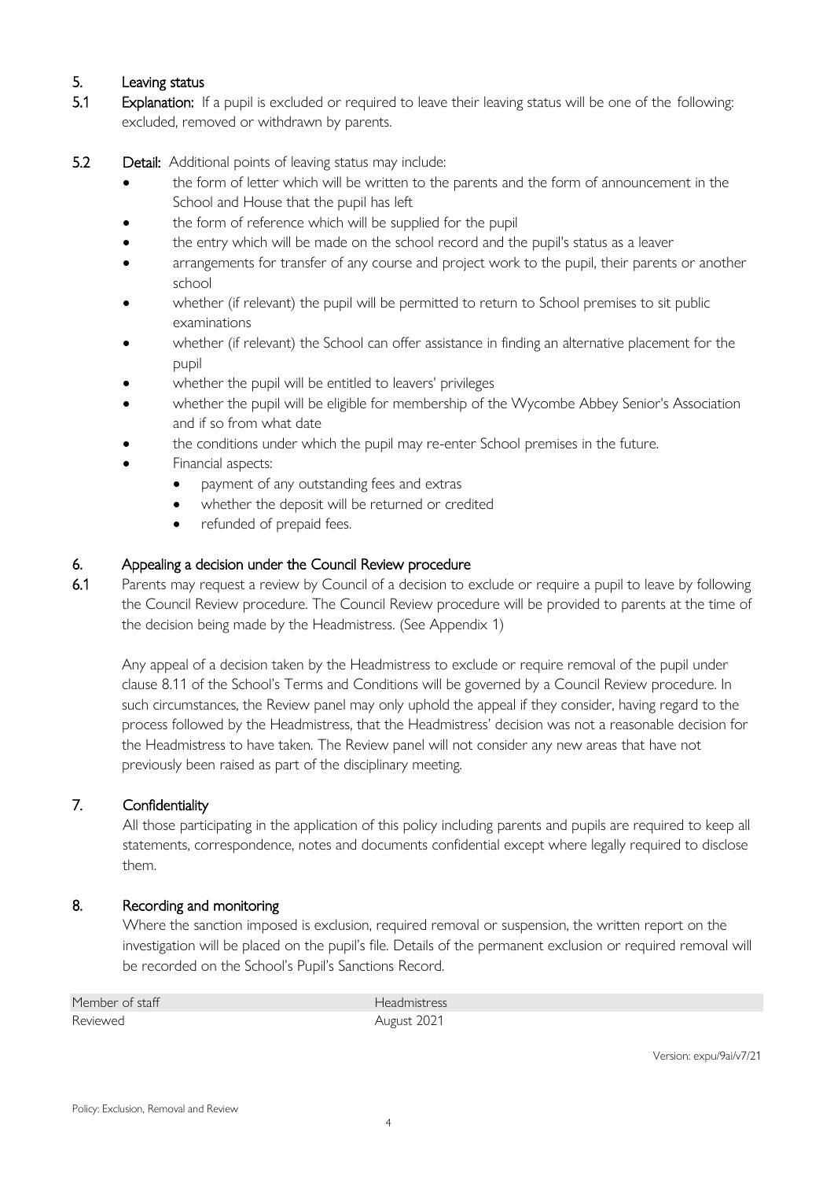## 5. Leaving status

**5.1 Explanation:** If a pupil is excluded or required to leave their leaving status will be one of the following: excluded, removed or withdrawn by parents.

**5.2 Detail:** Additional points of leaving status may include:

- the form of letter which will be written to the parents and the form of announcement in the School and House that the pupil has left
- the form of reference which will be supplied for the pupil
- the entry which will be made on the school record and the pupil's status as a leaver
- arrangements for transfer of any course and project work to the pupil, their parents or another school
- whether (if relevant) the pupil will be permitted to return to School premises to sit public examinations
- whether (if relevant) the School can offer assistance in finding an alternative placement for the pupil
- whether the pupil will be entitled to leavers' privileges
- whether the pupil will be eligible for membership of the Wycombe Abbey Senior's Association and if so from what date
- the conditions under which the pupil may re-enter School premises in the future.
- Financial aspects:
  - payment of any outstanding fees and extras
  - whether the deposit will be returned or credited
  - refunded of prepaid fees.

## 6. Appealing a decision under the Council Review procedure

**6.1** Parents may request a review by Council of a decision to exclude or require a pupil to leave by following the Council Review procedure. The Council Review procedure will be provided to parents at the time of the decision being made by the Headmistress. (See Appendix 1)

Any appeal of a decision taken by the Headmistress to exclude or require removal of the pupil under clause 8.11 of the School's Terms and Conditions will be governed by a Council Review procedure. In such circumstances, the Review panel may only uphold the appeal if they consider, having regard to the process followed by the Headmistress, that the Headmistress' decision was not a reasonable decision for the Headmistress to have taken. The Review panel will not consider any new areas that have not previously been raised as part of the disciplinary meeting.

## 7. Confidentiality

All those participating in the application of this policy including parents and pupils are required to keep all statements, correspondence, notes and documents confidential except where legally required to disclose them.

## 8. Recording and monitoring

Where the sanction imposed is exclusion, required removal or suspension, the written report on the investigation will be placed on the pupil's file. Details of the permanent exclusion or required removal will be recorded on the School's Pupil's Sanctions Record.

| | |
|---|---|
| Member of staff | Headmistress |
| Reviewed | August 2021 |

Version: expu/9ai/v7/21